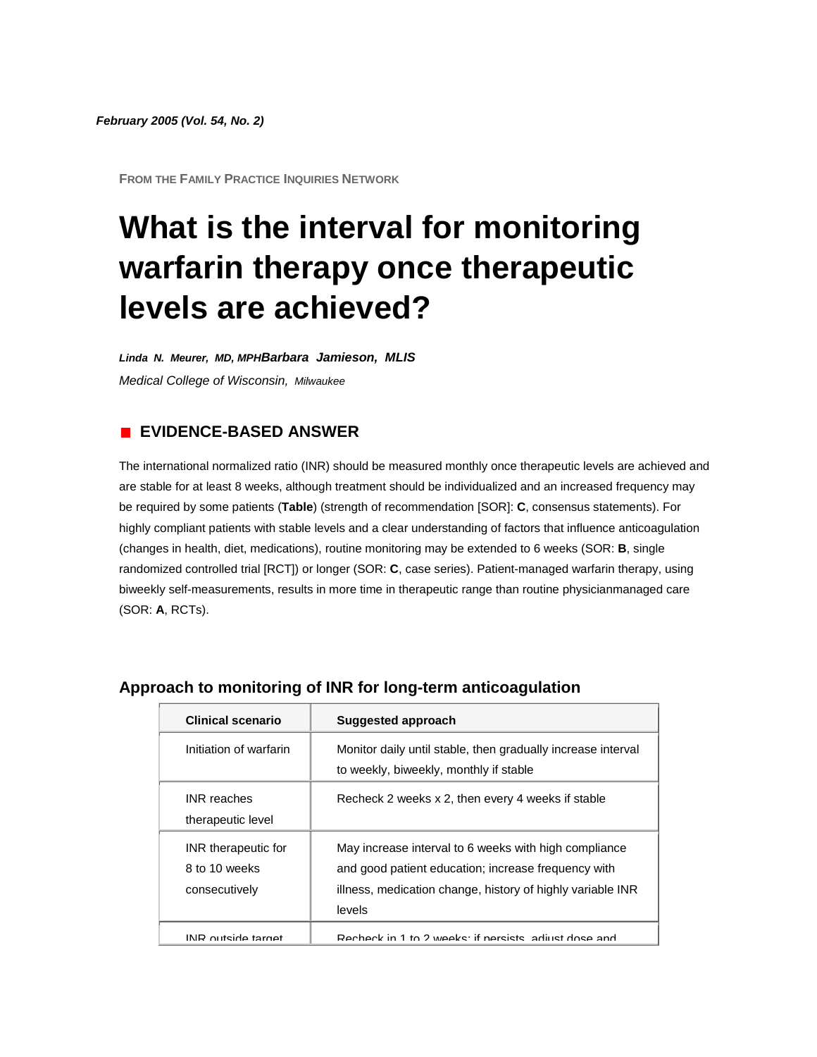*February 2005 (Vol. 54, No. 2)*

FROM THE FAMILY PRACTICE INQUIRIES NETWORK

# What is the interval for monitoring warfarin therapy once therapeutic levels are achieved?

***Linda N. Meurer, MD, MPHBarbara Jamieson, MLIS***

*Medical College of Wisconsin, Milwaukee*

## EVIDENCE-BASED ANSWER

The international normalized ratio (INR) should be measured monthly once therapeutic levels are achieved and are stable for at least 8 weeks, although treatment should be individualized and an increased frequency may be required by some patients (**Table**) (strength of recommendation [SOR]: **C**, consensus statements). For highly compliant patients with stable levels and a clear understanding of factors that influence anticoagulation (changes in health, diet, medications), routine monitoring may be extended to 6 weeks (SOR: **B**, single randomized controlled trial [RCT]) or longer (SOR: **C**, case series). Patient-managed warfarin therapy, using biweekly self-measurements, results in more time in therapeutic range than routine physicianmanaged care (SOR: **A**, RCTs).

### Approach to monitoring of INR for long-term anticoagulation

| Clinical scenario | Suggested approach |
| --- | --- |
| Initiation of warfarin | Monitor daily until stable, then gradually increase interval to weekly, biweekly, monthly if stable |
| INR reaches therapeutic level | Recheck 2 weeks x 2, then every 4 weeks if stable |
| INR therapeutic for 8 to 10 weeks consecutively | May increase interval to 6 weeks with high compliance and good patient education; increase frequency with illness, medication change, history of highly variable INR levels |
| INR outside target | Recheck in 1 to 2 weeks; if persists, adjust dose and |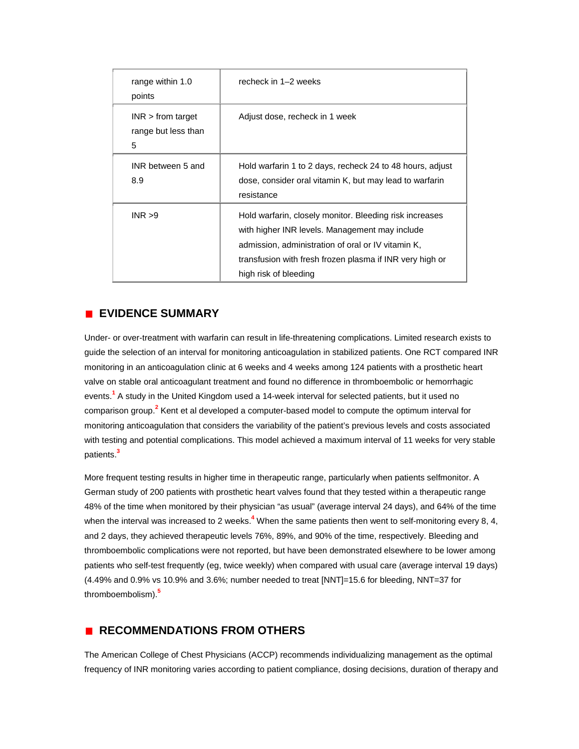| range within 1.0 points | recheck in 1–2 weeks |
|---|---|
| INR > from target range but less than 5 | Adjust dose, recheck in 1 week |
| INR between 5 and 8.9 | Hold warfarin 1 to 2 days, recheck 24 to 48 hours, adjust dose, consider oral vitamin K, but may lead to warfarin resistance |
| INR >9 | Hold warfarin, closely monitor. Bleeding risk increases with higher INR levels. Management may include admission, administration of oral or IV vitamin K, transfusion with fresh frozen plasma if INR very high or high risk of bleeding |

## EVIDENCE SUMMARY

Under- or over-treatment with warfarin can result in life-threatening complications. Limited research exists to guide the selection of an interval for monitoring anticoagulation in stabilized patients. One RCT compared INR monitoring in an anticoagulation clinic at 6 weeks and 4 weeks among 124 patients with a prosthetic heart valve on stable oral anticoagulant treatment and found no difference in thromboembolic or hemorrhagic events.[1] A study in the United Kingdom used a 14-week interval for selected patients, but it used no comparison group.[2] Kent et al developed a computer-based model to compute the optimum interval for monitoring anticoagulation that considers the variability of the patient's previous levels and costs associated with testing and potential complications. This model achieved a maximum interval of 11 weeks for very stable patients.[3]

More frequent testing results in higher time in therapeutic range, particularly when patients selfmonitor. A German study of 200 patients with prosthetic heart valves found that they tested within a therapeutic range 48% of the time when monitored by their physician "as usual" (average interval 24 days), and 64% of the time when the interval was increased to 2 weeks.[4] When the same patients then went to self-monitoring every 8, 4, and 2 days, they achieved therapeutic levels 76%, 89%, and 90% of the time, respectively. Bleeding and thromboembolic complications were not reported, but have been demonstrated elsewhere to be lower among patients who self-test frequently (eg, twice weekly) when compared with usual care (average interval 19 days) (4.49% and 0.9% vs 10.9% and 3.6%; number needed to treat [NNT]=15.6 for bleeding, NNT=37 for thromboembolism).[5]

## RECOMMENDATIONS FROM OTHERS

The American College of Chest Physicians (ACCP) recommends individualizing management as the optimal frequency of INR monitoring varies according to patient compliance, dosing decisions, duration of therapy and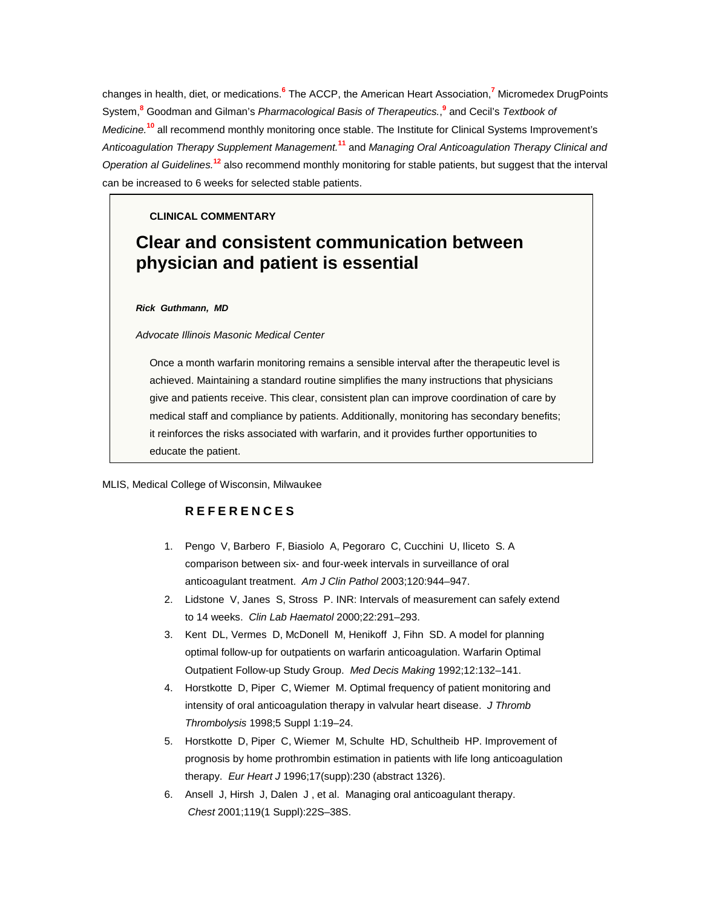changes in health, diet, or medications.[6] The ACCP, the American Heart Association,[7] Micromedex DrugPoints System,[8] Goodman and Gilman's *Pharmacological Basis of Therapeutics.*,[9] and Cecil's *Textbook of Medicine.*[10] all recommend monthly monitoring once stable. The Institute for Clinical Systems Improvement's *Anticoagulation Therapy Supplement Management.*[11] and *Managing Oral Anticoagulation Therapy Clinical and Operation al Guidelines.*[12] also recommend monthly monitoring for stable patients, but suggest that the interval can be increased to 6 weeks for selected stable patients.

> **CLINICAL COMMENTARY**
>
> ## Clear and consistent communication between physician and patient is essential
>
> ***Rick Guthmann, MD***
>
> *Advocate Illinois Masonic Medical Center*
>
> Once a month warfarin monitoring remains a sensible interval after the therapeutic level is achieved. Maintaining a standard routine simplifies the many instructions that physicians give and patients receive. This clear, consistent plan can improve coordination of care by medical staff and compliance by patients. Additionally, monitoring has secondary benefits; it reinforces the risks associated with warfarin, and it provides further opportunities to educate the patient.

MLIS, Medical College of Wisconsin, Milwaukee

### REFERENCES

1. Pengo V, Barbero F, Biasiolo A, Pegoraro C, Cucchini U, Iliceto S. A comparison between six- and four-week intervals in surveillance of oral anticoagulant treatment. *Am J Clin Pathol* 2003;120:944–947.
2. Lidstone V, Janes S, Stross P. INR: Intervals of measurement can safely extend to 14 weeks. *Clin Lab Haematol* 2000;22:291–293.
3. Kent DL, Vermes D, McDonell M, Henikoff J, Fihn SD. A model for planning optimal follow-up for outpatients on warfarin anticoagulation. Warfarin Optimal Outpatient Follow-up Study Group. *Med Decis Making* 1992;12:132–141.
4. Horstkotte D, Piper C, Wiemer M. Optimal frequency of patient monitoring and intensity of oral anticoagulation therapy in valvular heart disease. *J Thromb Thrombolysis* 1998;5 Suppl 1:19–24.
5. Horstkotte D, Piper C, Wiemer M, Schulte HD, Schultheib HP. Improvement of prognosis by home prothrombin estimation in patients with life long anticoagulation therapy. *Eur Heart J* 1996;17(supp):230 (abstract 1326).
6. Ansell J, Hirsh J, Dalen J , et al. Managing oral anticoagulant therapy. *Chest* 2001;119(1 Suppl):22S–38S.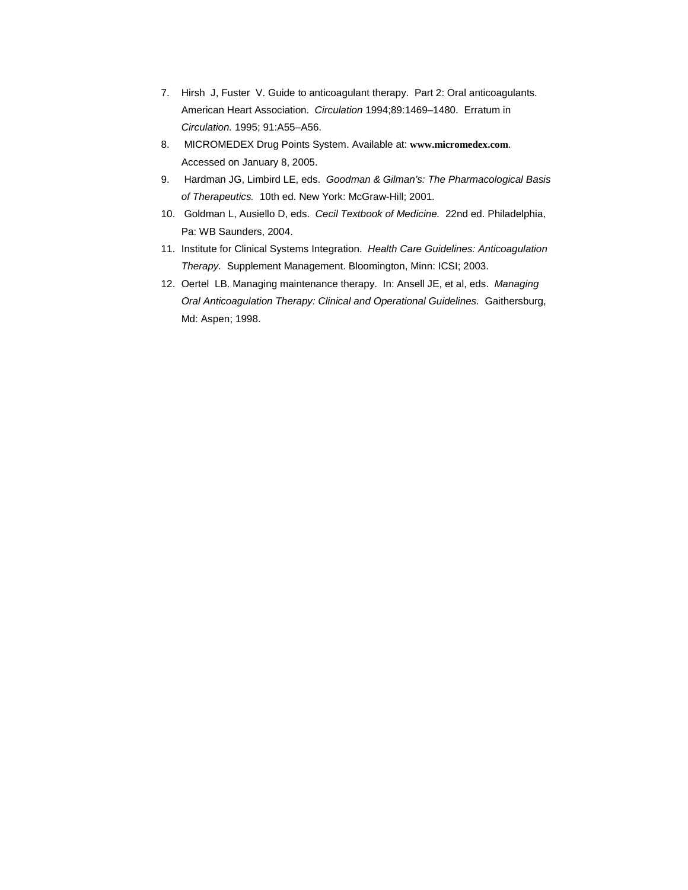7. Hirsh J, Fuster V. Guide to anticoagulant therapy. Part 2: Oral anticoagulants. American Heart Association. *Circulation* 1994;89:1469–1480. Erratum in *Circulation.* 1995; 91:A55–A56.
8. MICROMEDEX Drug Points System. Available at: **www.micromedex.com**. Accessed on January 8, 2005.
9. Hardman JG, Limbird LE, eds. *Goodman & Gilman's: The Pharmacological Basis of Therapeutics.* 10th ed. New York: McGraw-Hill; 2001.
10. Goldman L, Ausiello D, eds. *Cecil Textbook of Medicine.* 22nd ed. Philadelphia, Pa: WB Saunders, 2004.
11. Institute for Clinical Systems Integration. *Health Care Guidelines: Anticoagulation Therapy.* Supplement Management. Bloomington, Minn: ICSI; 2003.
12. Oertel LB. Managing maintenance therapy. In: Ansell JE, et al, eds. *Managing Oral Anticoagulation Therapy: Clinical and Operational Guidelines.* Gaithersburg, Md: Aspen; 1998.